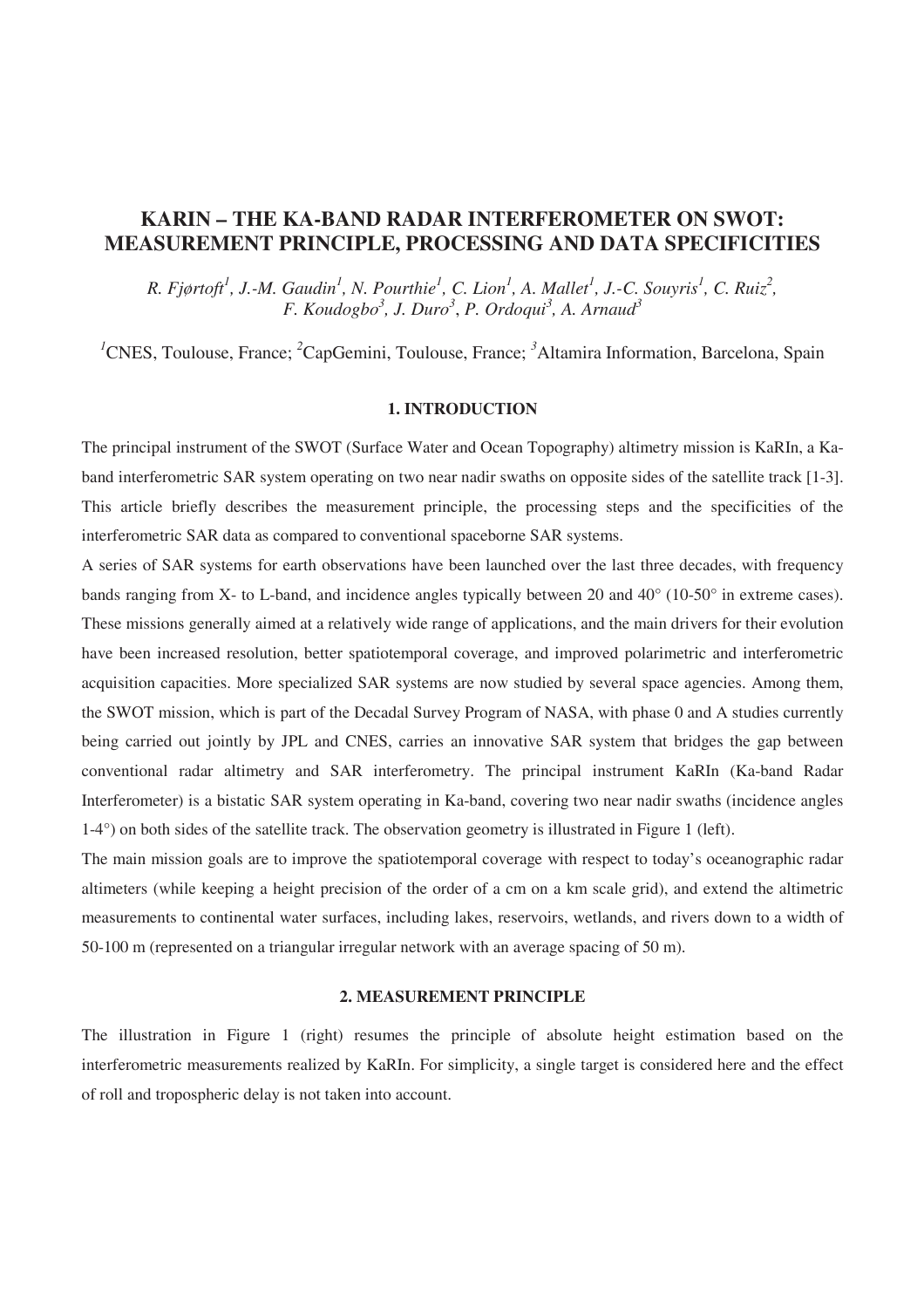# KARIN – THE KA-BAND RADAR INTERFEROMETER ON SWOT: MEASUREMENT PRINCIPLE, PROCESSING AND DATA SPECIFICITIES

*R. Fjørtoft[1], J.-M. Gaudin[1], N. Pourthie[1], C. Lion[1], A. Mallet[1], J.-C. Souyris[1], C. Ruiz[2], F. Koudogbo[3], J. Duro[3], P. Ordoqui[3], A. Arnaud[3]*

[1]CNES, Toulouse, France; [2]CapGemini, Toulouse, France; [3]Altamira Information, Barcelona, Spain

## 1. INTRODUCTION

The principal instrument of the SWOT (Surface Water and Ocean Topography) altimetry mission is KaRIn, a Ka-band interferometric SAR system operating on two near nadir swaths on opposite sides of the satellite track [1-3]. This article briefly describes the measurement principle, the processing steps and the specificities of the interferometric SAR data as compared to conventional spaceborne SAR systems.

A series of SAR systems for earth observations have been launched over the last three decades, with frequency bands ranging from X- to L-band, and incidence angles typically between 20 and 40° (10-50° in extreme cases). These missions generally aimed at a relatively wide range of applications, and the main drivers for their evolution have been increased resolution, better spatiotemporal coverage, and improved polarimetric and interferometric acquisition capacities. More specialized SAR systems are now studied by several space agencies. Among them, the SWOT mission, which is part of the Decadal Survey Program of NASA, with phase 0 and A studies currently being carried out jointly by JPL and CNES, carries an innovative SAR system that bridges the gap between conventional radar altimetry and SAR interferometry. The principal instrument KaRIn (Ka-band Radar Interferometer) is a bistatic SAR system operating in Ka-band, covering two near nadir swaths (incidence angles 1-4°) on both sides of the satellite track. The observation geometry is illustrated in Figure 1 (left).

The main mission goals are to improve the spatiotemporal coverage with respect to today's oceanographic radar altimeters (while keeping a height precision of the order of a cm on a km scale grid), and extend the altimetric measurements to continental water surfaces, including lakes, reservoirs, wetlands, and rivers down to a width of 50-100 m (represented on a triangular irregular network with an average spacing of 50 m).

## 2. MEASUREMENT PRINCIPLE

The illustration in Figure 1 (right) resumes the principle of absolute height estimation based on the interferometric measurements realized by KaRIn. For simplicity, a single target is considered here and the effect of roll and tropospheric delay is not taken into account.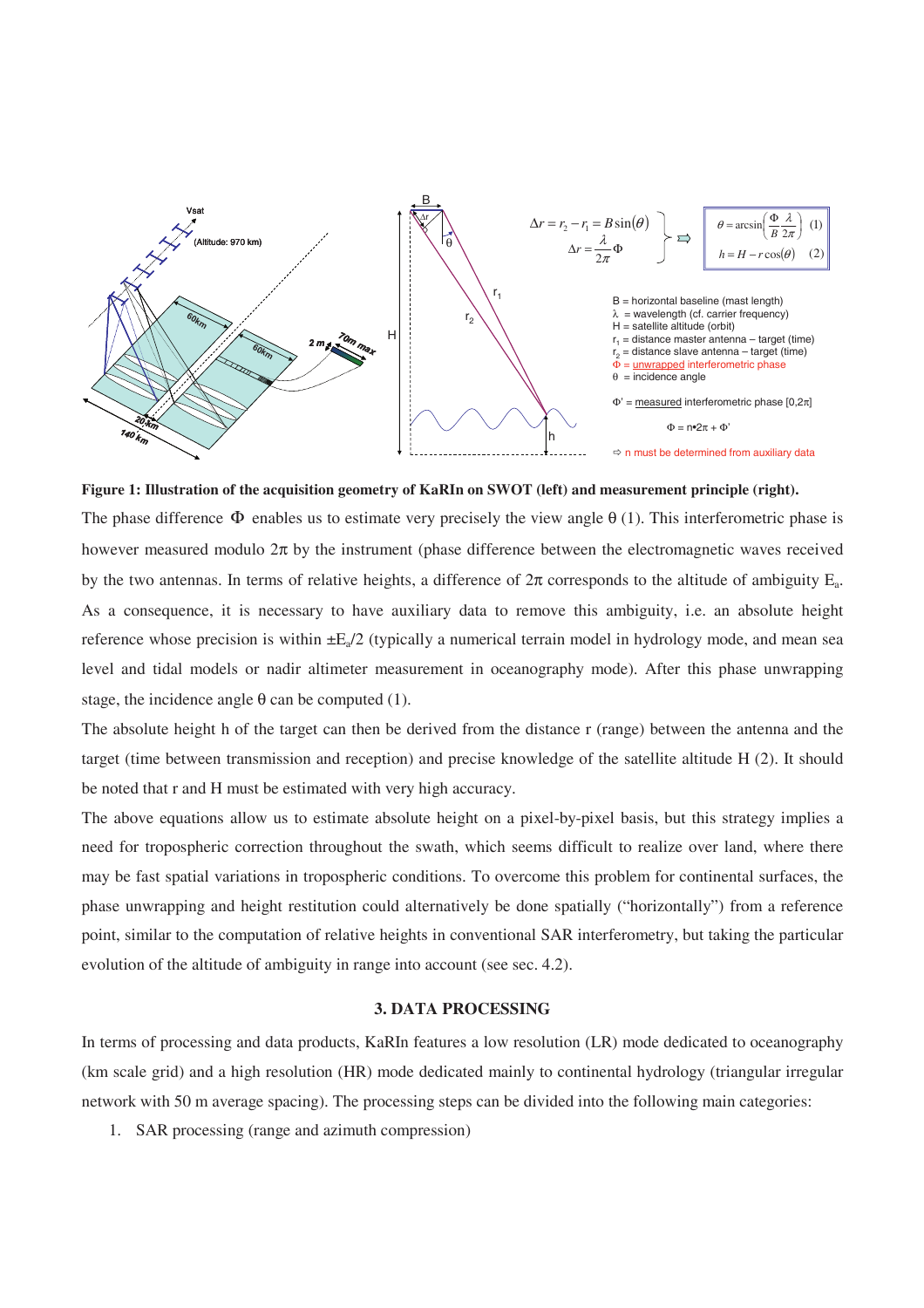**Figure 1: Illustration of the acquisition geometry of KaRIn on SWOT (left) and measurement principle (right).**

The phase difference $\Phi$ enables us to estimate very precisely the view angle $\theta$ (1). This interferometric phase is however measured modulo $2\pi$ by the instrument (phase difference between the electromagnetic waves received by the two antennas. In terms of relative heights, a difference of $2\pi$ corresponds to the altitude of ambiguity $E_a$. As a consequence, it is necessary to have auxiliary data to remove this ambiguity, i.e. an absolute height reference whose precision is within $\pm E_a/2$ (typically a numerical terrain model in hydrology mode, and mean sea level and tidal models or nadir altimeter measurement in oceanography mode). After this phase unwrapping stage, the incidence angle $\theta$ can be computed (1).

The absolute height h of the target can then be derived from the distance r (range) between the antenna and the target (time between transmission and reception) and precise knowledge of the satellite altitude H (2). It should be noted that r and H must be estimated with very high accuracy.

The above equations allow us to estimate absolute height on a pixel-by-pixel basis, but this strategy implies a need for tropospheric correction throughout the swath, which seems difficult to realize over land, where there may be fast spatial variations in tropospheric conditions. To overcome this problem for continental surfaces, the phase unwrapping and height restitution could alternatively be done spatially ("horizontally") from a reference point, similar to the computation of relative heights in conventional SAR interferometry, but taking the particular evolution of the altitude of ambiguity in range into account (see sec. 4.2).

## 3. DATA PROCESSING

In terms of processing and data products, KaRIn features a low resolution (LR) mode dedicated to oceanography (km scale grid) and a high resolution (HR) mode dedicated mainly to continental hydrology (triangular irregular network with 50 m average spacing). The processing steps can be divided into the following main categories:

1. SAR processing (range and azimuth compression)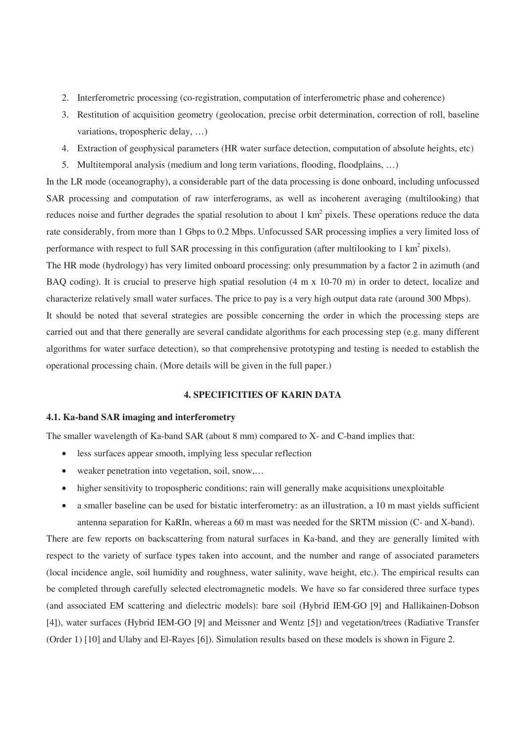2. Interferometric processing (co-registration, computation of interferometric phase and coherence)
3. Restitution of acquisition geometry (geolocation, precise orbit determination, correction of roll, baseline variations, tropospheric delay, …)
4. Extraction of geophysical parameters (HR water surface detection, computation of absolute heights, etc)
5. Multitemporal analysis (medium and long term variations, flooding, floodplains, …)

In the LR mode (oceanography), a considerable part of the data processing is done onboard, including unfocussed SAR processing and computation of raw interferograms, as well as incoherent averaging (multilooking) that reduces noise and further degrades the spatial resolution to about 1 km$^2$ pixels. These operations reduce the data rate considerably, from more than 1 Gbps to 0.2 Mbps. Unfocussed SAR processing implies a very limited loss of performance with respect to full SAR processing in this configuration (after multilooking to 1 km$^2$ pixels).

The HR mode (hydrology) has very limited onboard processing: only presummation by a factor 2 in azimuth (and BAQ coding). It is crucial to preserve high spatial resolution (4 m x 10-70 m) in order to detect, localize and characterize relatively small water surfaces. The price to pay is a very high output data rate (around 300 Mbps).

It should be noted that several strategies are possible concerning the order in which the processing steps are carried out and that there generally are several candidate algorithms for each processing step (e.g. many different algorithms for water surface detection), so that comprehensive prototyping and testing is needed to establish the operational processing chain. (More details will be given in the full paper.)

## 4. SPECIFICITIES OF KARIN DATA

### 4.1. Ka-band SAR imaging and interferometry

The smaller wavelength of Ka-band SAR (about 8 mm) compared to X- and C-band implies that:

- less surfaces appear smooth, implying less specular reflection
- weaker penetration into vegetation, soil, snow,…
- higher sensitivity to tropospheric conditions; rain will generally make acquisitions unexploitable
- a smaller baseline can be used for bistatic interferometry: as an illustration, a 10 m mast yields sufficient antenna separation for KaRIn, whereas a 60 m mast was needed for the SRTM mission (C- and X-band).

There are few reports on backscattering from natural surfaces in Ka-band, and they are generally limited with respect to the variety of surface types taken into account, and the number and range of associated parameters (local incidence angle, soil humidity and roughness, water salinity, wave height, etc.). The empirical results can be completed through carefully selected electromagnetic models. We have so far considered three surface types (and associated EM scattering and dielectric models): bare soil (Hybrid IEM-GO [9] and Hallikainen-Dobson [4]), water surfaces (Hybrid IEM-GO [9] and Meissner and Wentz [5]) and vegetation/trees (Radiative Transfer (Order 1) [10] and Ulaby and El-Rayes [6]). Simulation results based on these models is shown in Figure 2.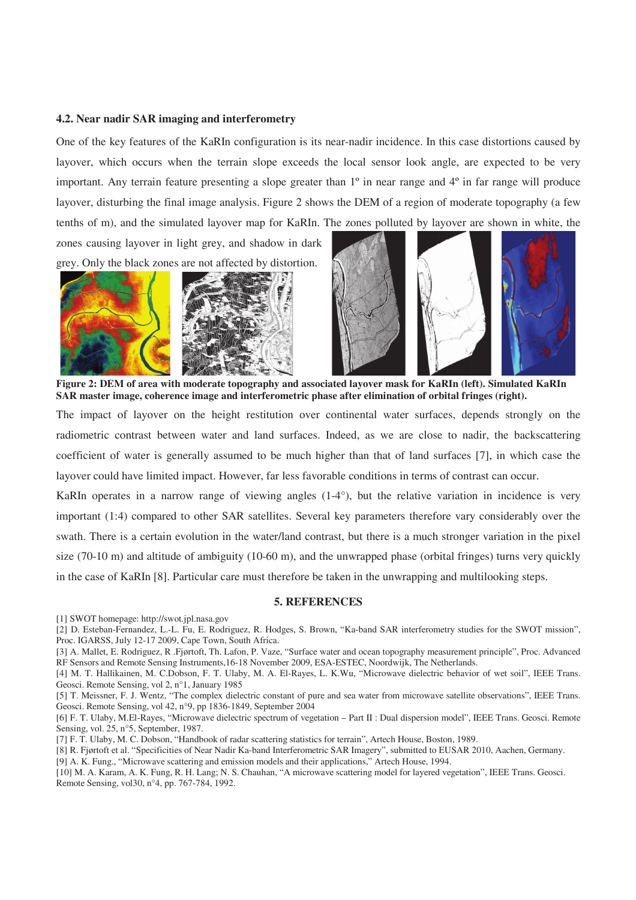### 4.2. Near nadir SAR imaging and interferometry

One of the key features of the KaRIn configuration is its near-nadir incidence. In this case distortions caused by layover, which occurs when the terrain slope exceeds the local sensor look angle, are expected to be very important. Any terrain feature presenting a slope greater than 1º in near range and 4º in far range will produce layover, disturbing the final image analysis. Figure 2 shows the DEM of a region of moderate topography (a few tenths of m), and the simulated layover map for KaRIn. The zones polluted by layover are shown in white, the zones causing layover in light grey, and shadow in dark grey. Only the black zones are not affected by distortion.

**Figure 2: DEM of area with moderate topography and associated layover mask for KaRIn (left). Simulated KaRIn SAR master image, coherence image and interferometric phase after elimination of orbital fringes (right).**

The impact of layover on the height restitution over continental water surfaces, depends strongly on the radiometric contrast between water and land surfaces. Indeed, as we are close to nadir, the backscattering coefficient of water is generally assumed to be much higher than that of land surfaces [7], in which case the layover could have limited impact. However, far less favorable conditions in terms of contrast can occur.

KaRIn operates in a narrow range of viewing angles (1-4°), but the relative variation in incidence is very important (1:4) compared to other SAR satellites. Several key parameters therefore vary considerably over the swath. There is a certain evolution in the water/land contrast, but there is a much stronger variation in the pixel size (70-10 m) and altitude of ambiguity (10-60 m), and the unwrapped phase (orbital fringes) turns very quickly in the case of KaRIn [8]. Particular care must therefore be taken in the unwrapping and multilooking steps.

## 5. REFERENCES

[1] SWOT homepage: http://swot.jpl.nasa.gov

[2] D. Esteban-Fernandez, L.-L. Fu, E. Rodriguez, R. Hodges, S. Brown, "Ka-band SAR interferometry studies for the SWOT mission", Proc. IGARSS, July 12-17 2009, Cape Town, South Africa.

[3] A. Mallet, E. Rodriguez, R .Fjørtoft, Th. Lafon, P. Vaze, "Surface water and ocean topography measurement principle", Proc. Advanced RF Sensors and Remote Sensing Instruments,16-18 November 2009, ESA-ESTEC, Noordwijk, The Netherlands.

[4] M. T. Hallikainen, M. C.Dobson, F. T. Ulaby, M. A. El-Rayes, L. K.Wu, "Microwave dielectric behavior of wet soil", IEEE Trans. Geosci. Remote Sensing, vol 2, n°1, January 1985

[5] T. Meissner, F. J. Wentz, "The complex dielectric constant of pure and sea water from microwave satellite observations", IEEE Trans. Geosci. Remote Sensing, vol 42, n°9, pp 1836-1849, September 2004

[6] F. T. Ulaby, M.El-Rayes, "Microwave dielectric spectrum of vegetation – Part II : Dual dispersion model", IEEE Trans. Geosci. Remote Sensing, vol. 25, n°5, September, 1987.

[7] F. T. Ulaby, M. C. Dobson, "Handbook of radar scattering statistics for terrain", Artech House, Boston, 1989.

[8] R. Fjørtoft et al. "Specificities of Near Nadir Ka-band Interferometric SAR Imagery", submitted to EUSAR 2010, Aachen, Germany.

[9] A. K. Fung., "Microwave scattering and emission models and their applications," Artech House, 1994.

[10] M. A. Karam, A. K. Fung, R. H. Lang; N. S. Chauhan, "A microwave scattering model for layered vegetation", IEEE Trans. Geosci. Remote Sensing, vol30, n°4, pp. 767-784, 1992.